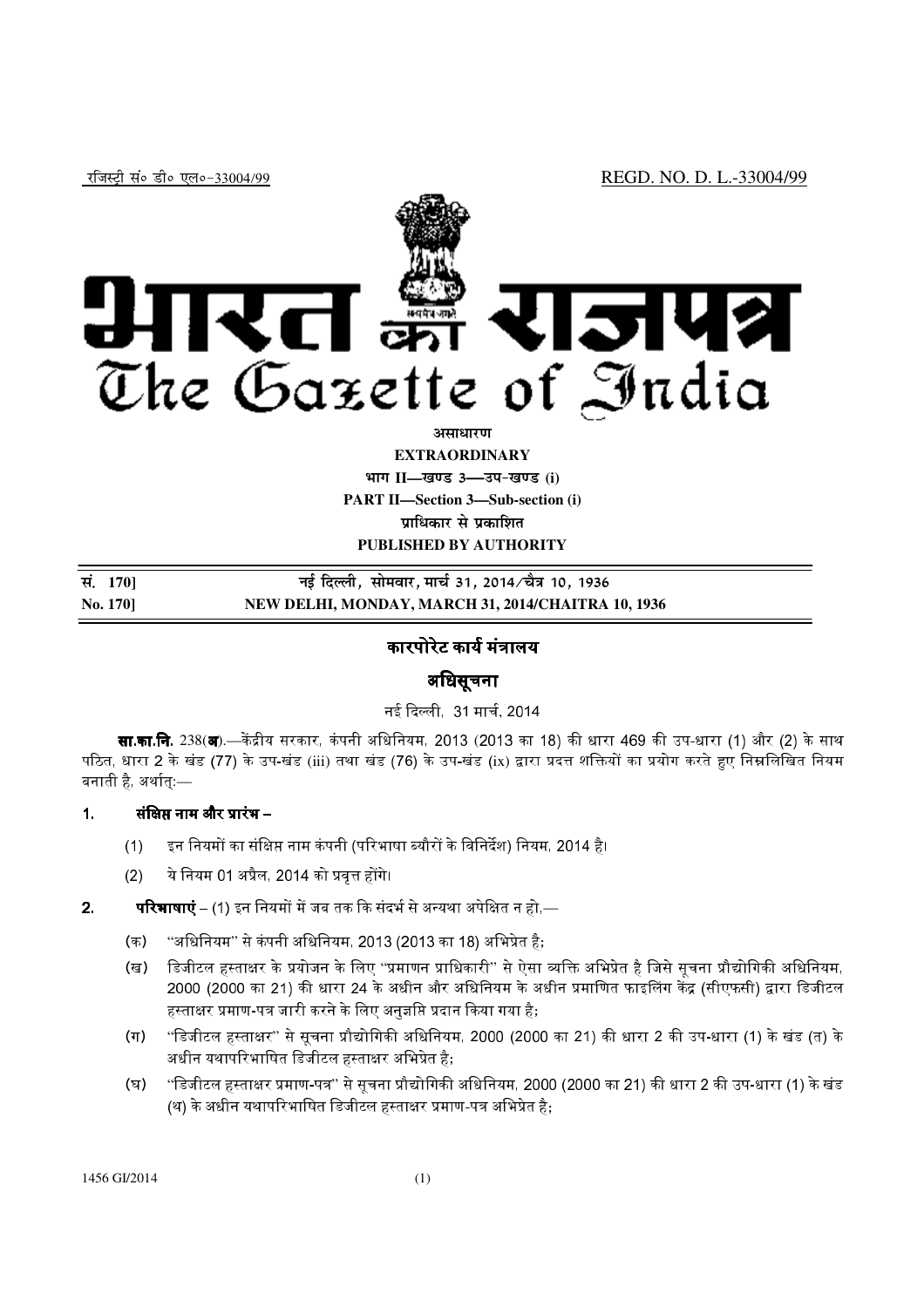रजिस्ट्री सं० डी० एल०-33004/99 REGD. NO. D. L.-33004/99

# भारत का राजपत्र
# The Gazette of India

**असाधारण**
**EXTRAORDINARY**
**भाग II—खण्ड 3—उप-खण्ड (i)**
**PART II—Section 3—Sub-section (i)**
**प्राधिकार से प्रकाशित**
**PUBLISHED BY AUTHORITY**

| सं. 170] | नई दिल्ली, सोमवार, मार्च 31, 2014/चैत्र 10, 1936 |
|---|---|
| **No. 170]** | **NEW DELHI, MONDAY, MARCH 31, 2014/CHAITRA 10, 1936** |

## कारपोरेट कार्य मंत्रालय

## अधिसूचना

नई दिल्ली, 31 मार्च, 2014

**सा.का.नि.** 238(**अ**).—केंद्रीय सरकार, कंपनी अधिनियम, 2013 (2013 का 18) की धारा 469 की उप-धारा (1) और (2) के साथ पठित, धारा 2 के खंड (77) के उप-खंड (iii) तथा खंड (76) के उप-खंड (ix) द्वारा प्रदत्त शक्तियों का प्रयोग करते हुए निम्नलिखित नियम बनाती है, अर्थात्:—

**1. संक्षिप्त नाम और प्रारंभ –**

(1) इन नियमों का संक्षिप्त नाम कंपनी (परिभाषा ब्यौरों के विनिर्देश) नियम, 2014 है।

(2) ये नियम 01 अप्रैल, 2014 को प्रवृत्त होंगे।

**2. परिभाषाएं** – (1) इन नियमों में जब तक कि संदर्भ से अन्यथा अपेक्षित न हो,—

(क) "अधिनियम" से कंपनी अधिनियम, 2013 (2013 का 18) अभिप्रेत है;

(ख) डिजीटल हस्ताक्षर के प्रयोजन के लिए "प्रमाणन प्राधिकारी" से ऐसा व्यक्ति अभिप्रेत है जिसे सूचना प्रौद्योगिकी अधिनियम, 2000 (2000 का 21) की धारा 24 के अधीन और अधिनियम के अधीन प्रमाणित फाइलिंग केंद्र (सीएफसी) द्वारा डिजीटल हस्ताक्षर प्रमाण-पत्र जारी करने के लिए अनुज्ञप्ति प्रदान किया गया है;

(ग) "डिजीटल हस्ताक्षर" से सूचना प्रौद्योगिकी अधिनियम, 2000 (2000 का 21) की धारा 2 की उप-धारा (1) के खंड (त) के अधीन यथापरिभाषित डिजीटल हस्ताक्षर अभिप्रेत है;

(घ) "डिजीटल हस्ताक्षर प्रमाण-पत्र" से सूचना प्रौद्योगिकी अधिनियम, 2000 (2000 का 21) की धारा 2 की उप-धारा (1) के खंड (थ) के अधीन यथापरिभाषित डिजीटल हस्ताक्षर प्रमाण-पत्र अभिप्रेत है;

1456 GI/2014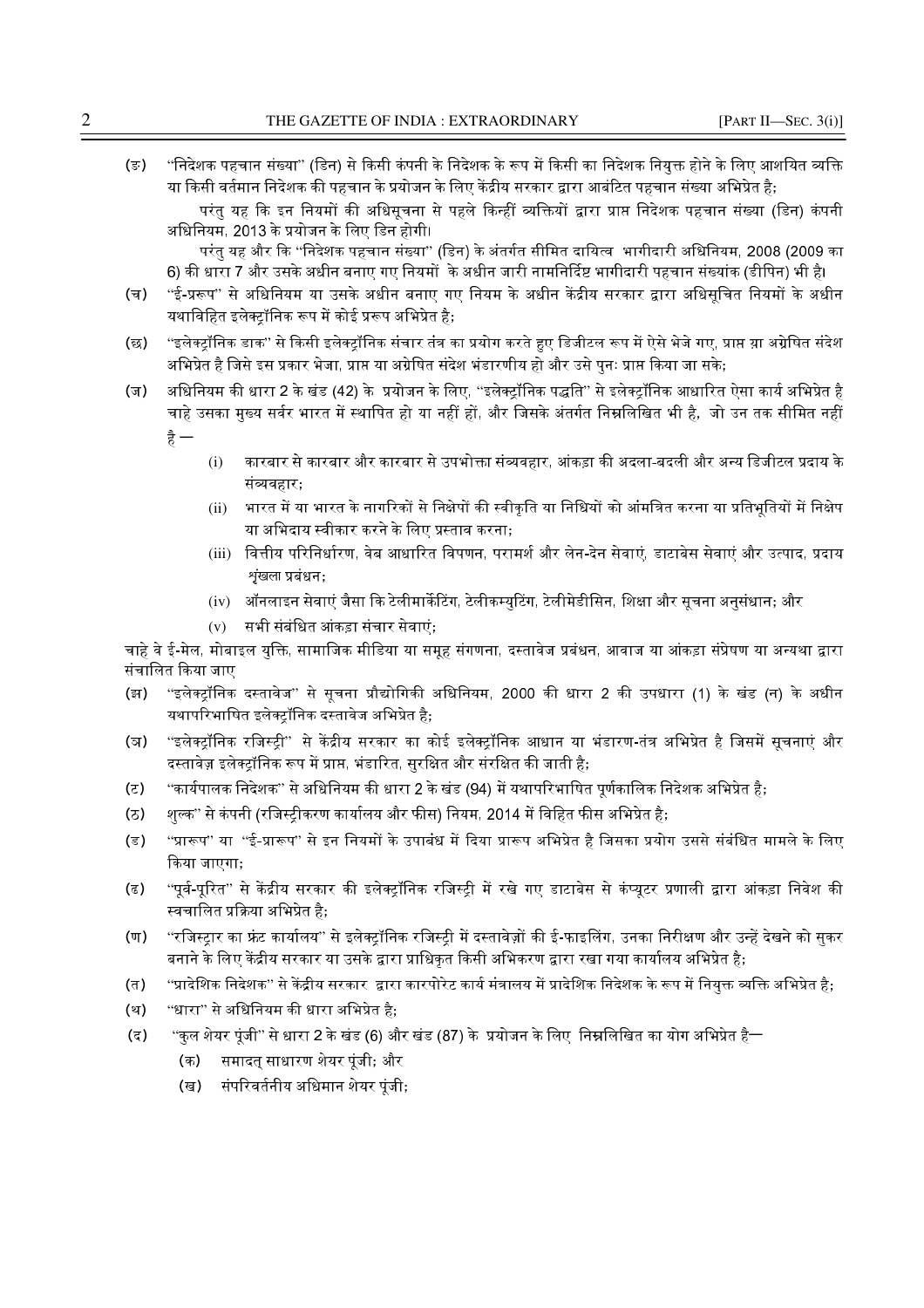(ङ) "निदेशक पहचान संख्या" (डिन) से किसी कंपनी के निदेशक के रूप में किसी का निदेशक नियुक्त होने के लिए आशयित व्यक्ति या किसी वर्तमान निदेशक की पहचान के प्रयोजन के लिए केंद्रीय सरकार द्वारा आबंटित पहचान संख्या अभिप्रेत है;

परंतु यह कि इन नियमों की अधिसूचना से पहले किन्हीं व्यक्तियों द्वारा प्राप्त निदेशक पहचान संख्या (डिन) कंपनी अधिनियम, 2013 के प्रयोजन के लिए डिन होगी।

परंतु यह और कि "निदेशक पहचान संख्या" (डिन) के अंतर्गत सीमित दायित्व भागीदारी अधिनियम, 2008 (2009 का 6) की धारा 7 और उसके अधीन बनाए गए नियमों के अधीन जारी नामनिर्दिष्ट भागीदारी पहचान संख्यांक (डीपिन) भी है।

(च) "ई-प्ररूप" से अधिनियम या उसके अधीन बनाए गए नियम के अधीन केंद्रीय सरकार द्वारा अधिसूचित नियमों के अधीन यथाविहित इलेक्ट्रॉनिक रूप में कोई प्ररूप अभिप्रेत है;

(छ) "इलेक्ट्रॉनिक डाक" से किसी इलेक्ट्रॉनिक संचार तंत्र का प्रयोग करते हुए डिजीटल रूप में ऐसे भेजे गए, प्राप्त या अग्रेषित संदेश अभिप्रेत है जिसे इस प्रकार भेजा, प्राप्त या अग्रेषित संदेश भंडारणीय हो और उसे पुनः प्राप्त किया जा सके;

(ज) अधिनियम की धारा 2 के खंड (42) के प्रयोजन के लिए, "इलेक्ट्रॉनिक पद्धति" से इलेक्ट्रॉनिक आधारित ऐसा कार्य अभिप्रेत है चाहे उसका मुख्य सर्वर भारत में स्थापित हो या नहीं हों, और जिसके अंतर्गत निम्नलिखित भी है, जो उन तक सीमित नहीं है —

(i) कारबार से कारबार और कारबार से उपभोक्ता संव्यवहार, आंकड़ा की अदला-बदली और अन्य डिजीटल प्रदाय के संव्यवहार;

(ii) भारत में या भारत के नागरिकों से निक्षेपों की स्वीकृति या निधियों को आंमत्रित करना या प्रतिभूतियों में निक्षेप या अभिदाय स्वीकार करने के लिए प्रस्ताव करना;

(iii) वित्तीय परिनिर्धारण, वेब आधारित विपणन, परामर्श और लेन-देन सेवाएं, डाटाबेस सेवाएं और उत्पाद, प्रदाय श्रृंखला प्रबंधन;

(iv) ऑनलाइन सेवाएं जैसा कि टेलीमार्केटिंग, टेलीकम्युटिंग, टेलीमेडीसिन, शिक्षा और सूचना अनुसंधान; और

(v) सभी संबंधित आंकड़ा संचार सेवाएं;

चाहे वे ई-मेल, मोबाइल युक्ति, सामाजिक मीडिया या समूह संगणना, दस्तावेज प्रबंधन, आवाज या आंकड़ा संप्रेषण या अन्यथा द्वारा संचालित किया जाए

(झ) "इलेक्ट्रॉनिक दस्तावेज" से सूचना प्रौद्योगिकी अधिनियम, 2000 की धारा 2 की उपधारा (1) के खंड (न) के अधीन यथापरिभाषित इलेक्ट्रॉनिक दस्तावेज अभिप्रेत है;

(ञ) "इलेक्ट्रॉनिक रजिस्ट्री" से केंद्रीय सरकार का कोई इलेक्ट्रॉनिक आधान या भंडारण-तंत्र अभिप्रेत है जिसमें सूचनाएं और दस्तावेज़ इलेक्ट्रॉनिक रूप में प्राप्त, भंडारित, सुरक्षित और संरक्षित की जाती है;

(ट) "कार्यपालक निदेशक" से अधिनियम की धारा 2 के खंड (94) में यथापरिभाषित पूर्णकालिक निदेशक अभिप्रेत है;

(ठ) शुल्क" से कंपनी (रजिस्ट्रीकरण कार्यालय और फीस) नियम, 2014 में विहित फीस अभिप्रेत है;

(ड) "प्रारूप" या "ई-प्रारूप" से इन नियमों के उपाबंध में दिया प्रारूप अभिप्रेत है जिसका प्रयोग उससे संबंधित मामले के लिए किया जाएगा;

(ढ) "पूर्व-पूरित" से केंद्रीय सरकार की इलेक्ट्रॉनिक रजिस्ट्री में रखे गए डाटाबेस से कंप्यूटर प्रणाली द्वारा आंकड़ा निवेश की स्वचालित प्रक्रिया अभिप्रेत है;

(ण) "रजिस्ट्रार का फ्रंट कार्यालय" से इलेक्ट्रॉनिक रजिस्ट्री में दस्तावेज़ों की ई-फाइलिंग, उनका निरीक्षण और उन्हें देखने को सुकर बनाने के लिए केंद्रीय सरकार या उसके द्वारा प्राधिकृत किसी अभिकरण द्वारा रखा गया कार्यालय अभिप्रेत है;

(त) "प्रादेशिक निदेशक" से केंद्रीय सरकार द्वारा कारपोरेट कार्य मंत्रालय में प्रादेशिक निदेशक के रूप में नियुक्त व्यक्ति अभिप्रेत है;

(थ) "धारा" से अधिनियम की धारा अभिप्रेत है;

(द) "कुल शेयर पूंजी" से धारा 2 के खंड (6) और खंड (87) के प्रयोजन के लिए निम्नलिखित का योग अभिप्रेत है—

(क) समादत् साधारण शेयर पूंजी; और

(ख) संपरिवर्तनीय अधिमान शेयर पूंजी;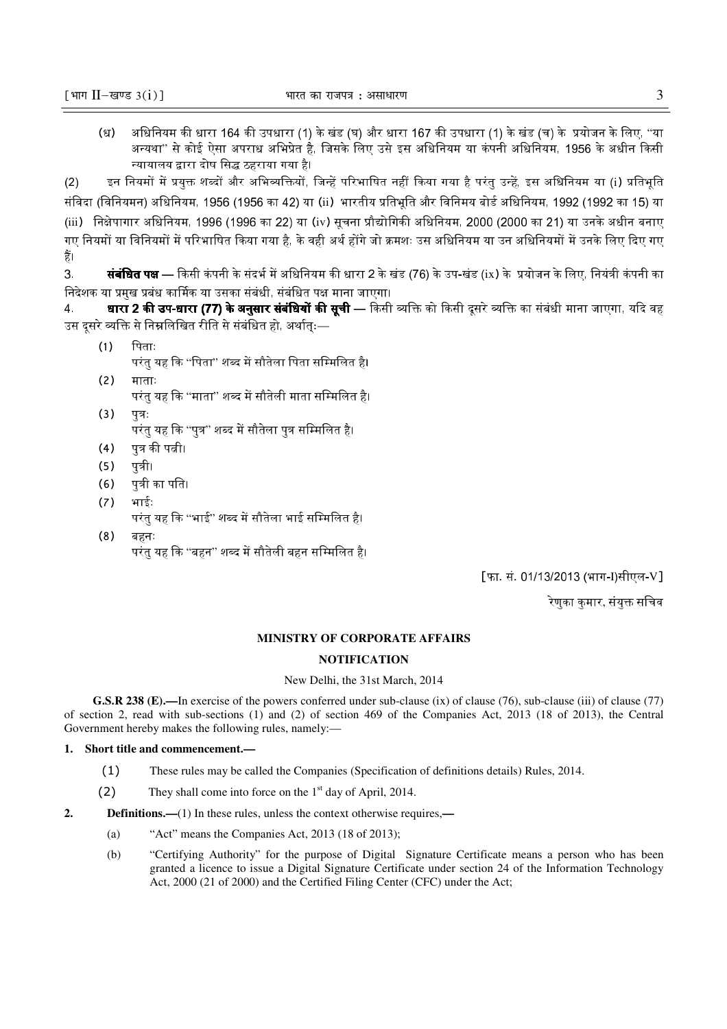(ध) अधिनियम की धारा 164 की उपधारा (1) के खंड (घ) और धारा 167 की उपधारा (1) के खंड (च) के प्रयोजन के लिए, "या अन्यथा" से कोई ऐसा अपराध अभिप्रेत है, जिसके लिए उसे इस अधिनियम या कंपनी अधिनियम, 1956 के अधीन किसी न्यायालय द्वारा दोष सिद्ध ठहराया गया है।

(2) इन नियमों में प्रयुक्त शब्दों और अभिव्यक्तियों, जिन्हें परिभाषित नहीं किया गया है परंतु उन्हें, इस अधिनियम या (i) प्रतिभूति संविदा (विनियमन) अधिनियम, 1956 (1956 का 42) या (ii) भारतीय प्रतिभूति और विनिमय बोर्ड अधिनियम, 1992 (1992 का 15) या (iii) निक्षेपागार अधिनियम, 1996 (1996 का 22) या (iv) सूचना प्रौद्योगिकी अधिनियम, 2000 (2000 का 21) या उनके अधीन बनाए गए नियमों या विनियमों में परिभाषित किया गया है, के वही अर्थ होंगे जो क्रमशः उस अधिनियम या उन अधिनियमों में उनके लिए दिए गए हैं।

3. **संबंधित पक्ष** — किसी कंपनी के संदर्भ में अधिनियम की धारा 2 के खंड (76) के उप-खंड (ix) के प्रयोजन के लिए, नियंत्री कंपनी का निदेशक या प्रमुख प्रबंध कार्मिक या उसका संबंधी, संबंधित पक्ष माना जाएगा।

4. **धारा 2 की उप-धारा (77) के अनुसार संबंधियों की सूची** — किसी व्यक्ति को किसी दूसरे व्यक्ति का संबंधी माना जाएगा, यदि वह उस दूसरे व्यक्ति से निम्नलिखित रीति से संबंधित हो, अर्थात्:—

(1) पिताः
परंतु यह कि "पिता" शब्द में सौतेला पिता सम्मिलित है।

(2) माताः
परंतु यह कि "माता" शब्द में सौतेली माता सम्मिलित है।

(3) पुत्रः
परंतु यह कि "पुत्र" शब्द में सौतेला पुत्र सम्मिलित है।

(4) पुत्र की पत्नी।

(5) पुत्री।

(6) पुत्री का पति।

(7) भाईः
परंतु यह कि "भाई" शब्द में सौतेला भाई सम्मिलित है।

(8) बहनः
परंतु यह कि "बहन" शब्द में सौतेली बहन सम्मिलित है।

[फा. सं. 01/13/2013 (भाग-I)सीएल-V]

रेणुका कुमार, संयुक्त सचिव

## MINISTRY OF CORPORATE AFFAIRS

## NOTIFICATION

New Delhi, the 31st March, 2014

**G.S.R 238 (E).—**In exercise of the powers conferred under sub-clause (ix) of clause (76), sub-clause (iii) of clause (77) of section 2, read with sub-sections (1) and (2) of section 469 of the Companies Act, 2013 (18 of 2013), the Central Government hereby makes the following rules, namely:—

**1. Short title and commencement.—**

(1) These rules may be called the Companies (Specification of definitions details) Rules, 2014.

(2) They shall come into force on the 1st day of April, 2014.

**2. Definitions.—**(1) In these rules, unless the context otherwise requires,**—**

(a) "Act" means the Companies Act, 2013 (18 of 2013);

(b) "Certifying Authority" for the purpose of Digital Signature Certificate means a person who has been granted a licence to issue a Digital Signature Certificate under section 24 of the Information Technology Act, 2000 (21 of 2000) and the Certified Filing Center (CFC) under the Act;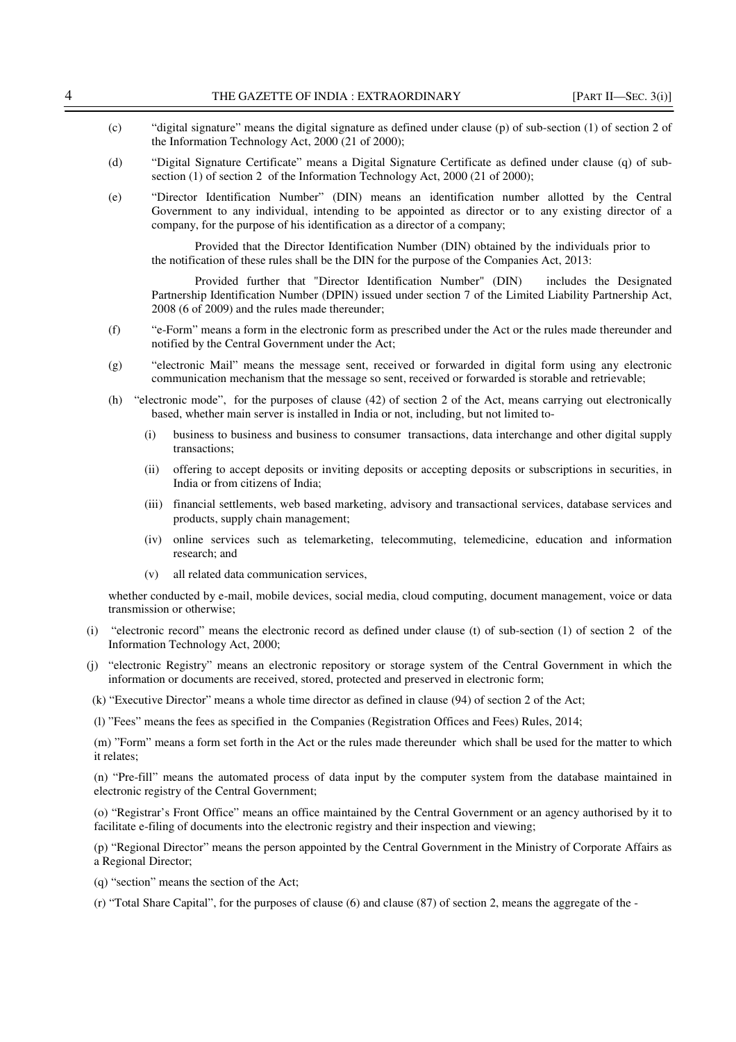(c) "digital signature" means the digital signature as defined under clause (p) of sub-section (1) of section 2 of the Information Technology Act, 2000 (21 of 2000);

(d) "Digital Signature Certificate" means a Digital Signature Certificate as defined under clause (q) of sub-section (1) of section 2 of the Information Technology Act, 2000 (21 of 2000);

(e) "Director Identification Number" (DIN) means an identification number allotted by the Central Government to any individual, intending to be appointed as director or to any existing director of a company, for the purpose of his identification as a director of a company;

Provided that the Director Identification Number (DIN) obtained by the individuals prior to the notification of these rules shall be the DIN for the purpose of the Companies Act, 2013:

Provided further that "Director Identification Number" (DIN) includes the Designated Partnership Identification Number (DPIN) issued under section 7 of the Limited Liability Partnership Act, 2008 (6 of 2009) and the rules made thereunder;

(f) "e-Form" means a form in the electronic form as prescribed under the Act or the rules made thereunder and notified by the Central Government under the Act;

(g) "electronic Mail" means the message sent, received or forwarded in digital form using any electronic communication mechanism that the message so sent, received or forwarded is storable and retrievable;

(h) "electronic mode", for the purposes of clause (42) of section 2 of the Act, means carrying out electronically based, whether main server is installed in India or not, including, but not limited to-

- (i) business to business and business to consumer transactions, data interchange and other digital supply transactions;
- (ii) offering to accept deposits or inviting deposits or accepting deposits or subscriptions in securities, in India or from citizens of India;
- (iii) financial settlements, web based marketing, advisory and transactional services, database services and products, supply chain management;
- (iv) online services such as telemarketing, telecommuting, telemedicine, education and information research; and
- (v) all related data communication services,

whether conducted by e-mail, mobile devices, social media, cloud computing, document management, voice or data transmission or otherwise;

(i) "electronic record" means the electronic record as defined under clause (t) of sub-section (1) of section 2 of the Information Technology Act, 2000;

(j) "electronic Registry" means an electronic repository or storage system of the Central Government in which the information or documents are received, stored, protected and preserved in electronic form;

(k) "Executive Director" means a whole time director as defined in clause (94) of section 2 of the Act;

(l) "Fees" means the fees as specified in the Companies (Registration Offices and Fees) Rules, 2014;

(m) "Form" means a form set forth in the Act or the rules made thereunder which shall be used for the matter to which it relates;

(n) "Pre-fill" means the automated process of data input by the computer system from the database maintained in electronic registry of the Central Government;

(o) "Registrar's Front Office" means an office maintained by the Central Government or an agency authorised by it to facilitate e-filing of documents into the electronic registry and their inspection and viewing;

(p) "Regional Director" means the person appointed by the Central Government in the Ministry of Corporate Affairs as a Regional Director;

(q) "section" means the section of the Act;

(r) "Total Share Capital", for the purposes of clause (6) and clause (87) of section 2, means the aggregate of the -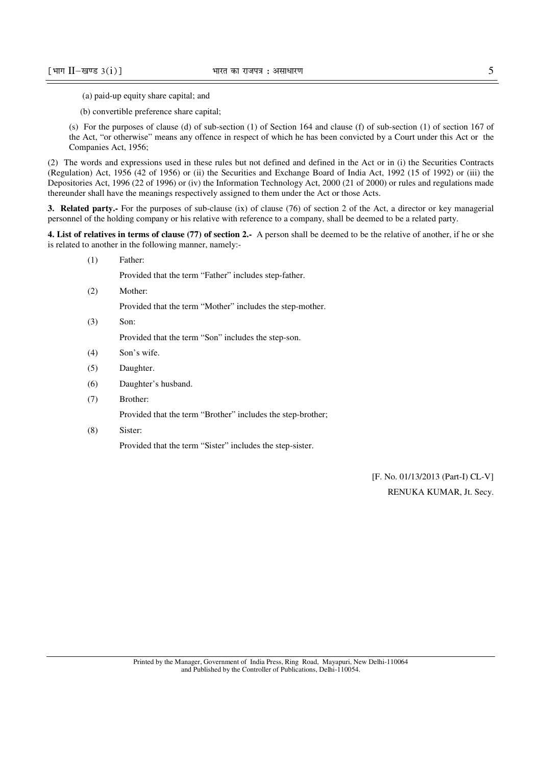(a) paid-up equity share capital; and

(b) convertible preference share capital;

(s) For the purposes of clause (d) of sub-section (1) of Section 164 and clause (f) of sub-section (1) of section 167 of the Act, "or otherwise" means any offence in respect of which he has been convicted by a Court under this Act or the Companies Act, 1956;

(2) The words and expressions used in these rules but not defined and defined in the Act or in (i) the Securities Contracts (Regulation) Act, 1956 (42 of 1956) or (ii) the Securities and Exchange Board of India Act, 1992 (15 of 1992) or (iii) the Depositories Act, 1996 (22 of 1996) or (iv) the Information Technology Act, 2000 (21 of 2000) or rules and regulations made thereunder shall have the meanings respectively assigned to them under the Act or those Acts.

**3. Related party.-** For the purposes of sub-clause (ix) of clause (76) of section 2 of the Act, a director or key managerial personnel of the holding company or his relative with reference to a company, shall be deemed to be a related party.

**4. List of relatives in terms of clause (77) of section 2.-** A person shall be deemed to be the relative of another, if he or she is related to another in the following manner, namely:-

(1) Father:

Provided that the term "Father" includes step-father.

(2) Mother:

Provided that the term "Mother" includes the step-mother.

(3) Son:

Provided that the term "Son" includes the step-son.

(4) Son's wife.

(5) Daughter.

(6) Daughter's husband.

(7) Brother:

Provided that the term "Brother" includes the step-brother;

(8) Sister:

Provided that the term "Sister" includes the step-sister.

[F. No. 01/13/2013 (Part-I) CL-V]

RENUKA KUMAR, Jt. Secy.

Printed by the Manager, Government of India Press, Ring Road, Mayapuri, New Delhi-110064
and Published by the Controller of Publications, Delhi-110054.